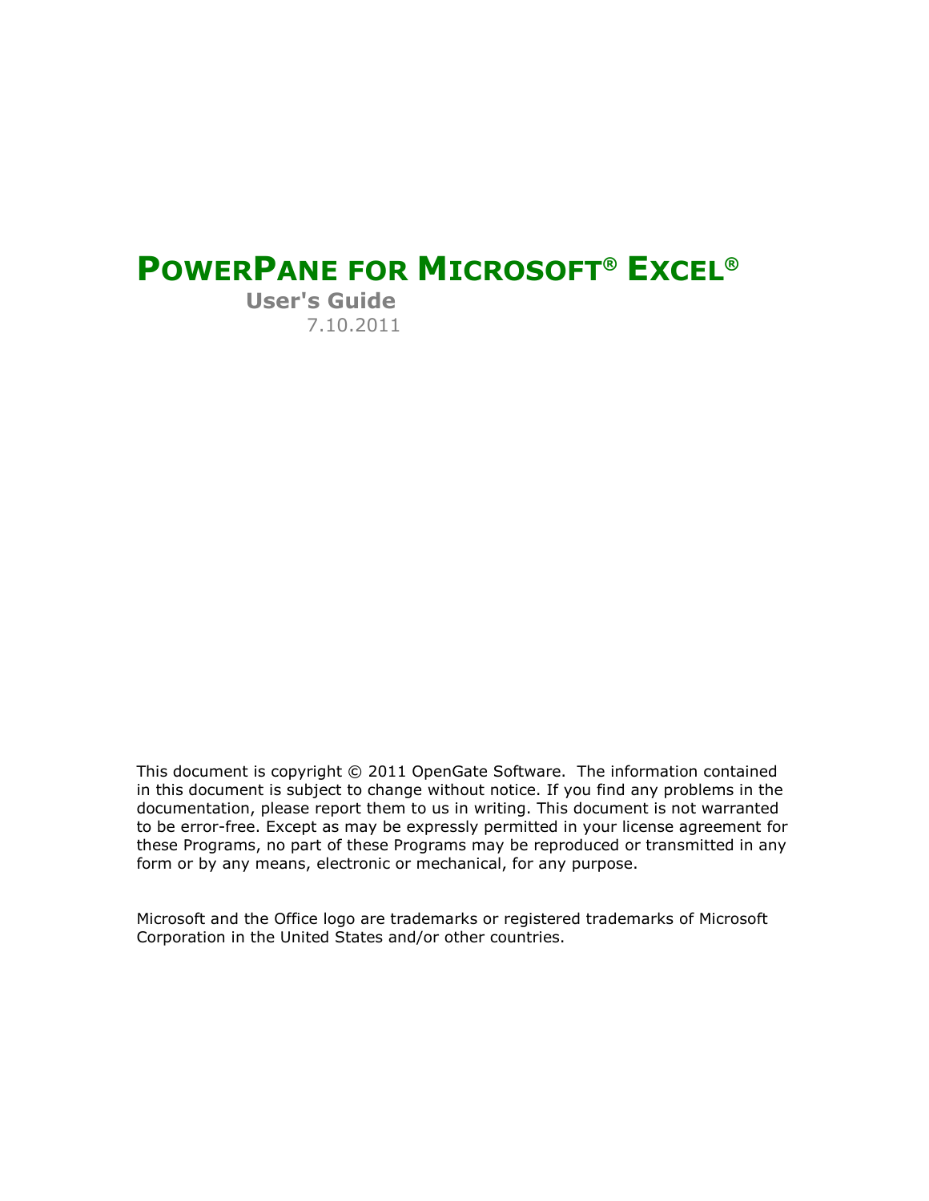# POWERPANE FOR MICROSOFT® EXCEL®

## User's Guide

7.10.2011

This document is copyright © 2011 OpenGate Software. The information contained in this document is subject to change without notice. If you find any problems in the documentation, please report them to us in writing. This document is not warranted to be error-free. Except as may be expressly permitted in your license agreement for these Programs, no part of these Programs may be reproduced or transmitted in any form or by any means, electronic or mechanical, for any purpose.

Microsoft and the Office logo are trademarks or registered trademarks of Microsoft Corporation in the United States and/or other countries.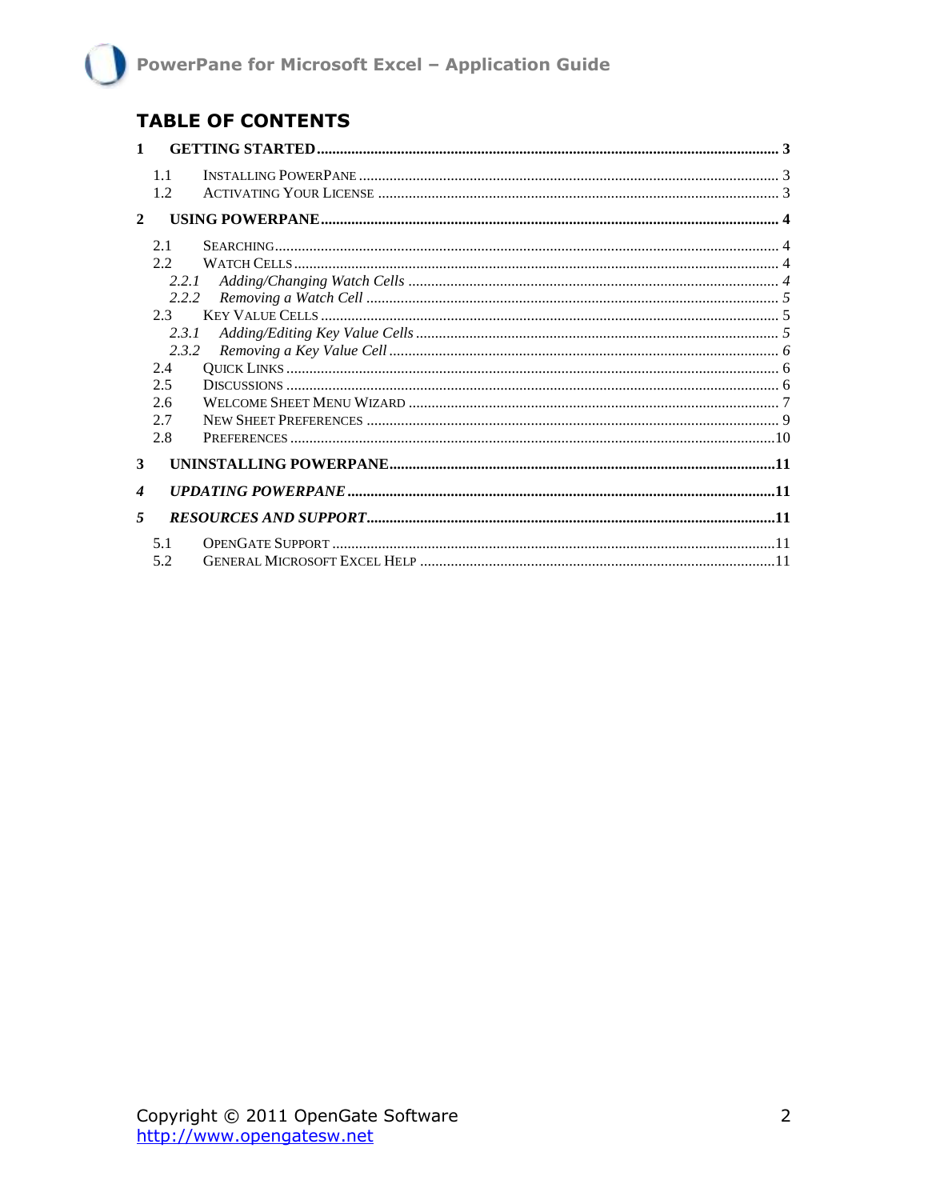## TABLE OF CONTENTS

**1 GETTING STARTED .......... 3**

- 1.1 INSTALLING POWERPANE .......... 3
- 1.2 ACTIVATING YOUR LICENSE .......... 3

**2 USING POWERPANE .......... 4**

- 2.1 SEARCHING .......... 4
- 2.2 WATCH CELLS .......... 4
  - *2.2.1 Adding/Changing Watch Cells .......... 4*
  - *2.2.2 Removing a Watch Cell .......... 5*
- 2.3 KEY VALUE CELLS .......... 5
  - *2.3.1 Adding/Editing Key Value Cells .......... 5*
  - *2.3.2 Removing a Key Value Cell .......... 6*
- 2.4 QUICK LINKS .......... 6
- 2.5 DISCUSSIONS .......... 6
- 2.6 WELCOME SHEET MENU WIZARD .......... 7
- 2.7 NEW SHEET PREFERENCES .......... 9
- 2.8 PREFERENCES .......... 10

**3 UNINSTALLING POWERPANE .......... 11**

***4 UPDATING POWERPANE .......... 11***

***5 RESOURCES AND SUPPORT .......... 11***

- 5.1 OPENGATE SUPPORT .......... 11
- 5.2 GENERAL MICROSOFT EXCEL HELP .......... 11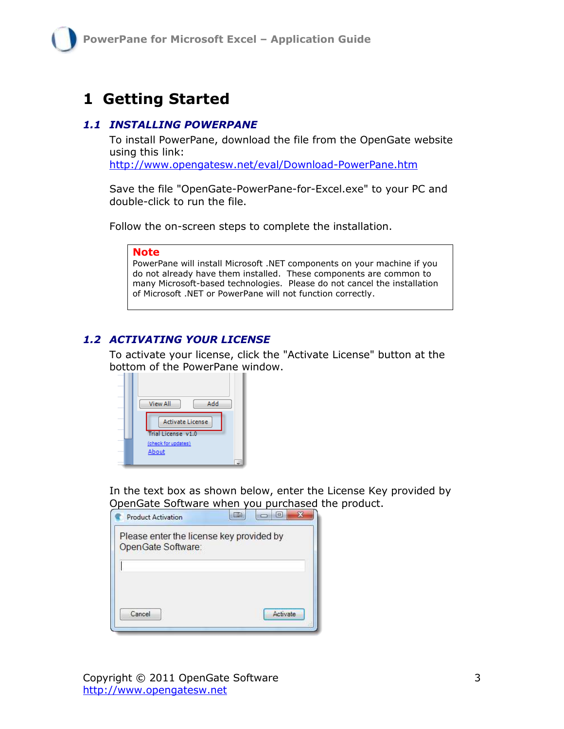# 1 Getting Started

## 1.1 INSTALLING POWERPANE

To install PowerPane, download the file from the OpenGate website using this link:
http://www.opengatesw.net/eval/Download-PowerPane.htm

Save the file "OpenGate-PowerPane-for-Excel.exe" to your PC and double-click to run the file.

Follow the on-screen steps to complete the installation.

> **Note**
> PowerPane will install Microsoft .NET components on your machine if you do not already have them installed. These components are common to many Microsoft-based technologies. Please do not cancel the installation of Microsoft .NET or PowerPane will not function correctly.

## 1.2 ACTIVATING YOUR LICENSE

To activate your license, click the "Activate License" button at the bottom of the PowerPane window.

In the text box as shown below, enter the License Key provided by OpenGate Software when you purchased the product.

Copyright © 2011 OpenGate Software
http://www.opengatesw.net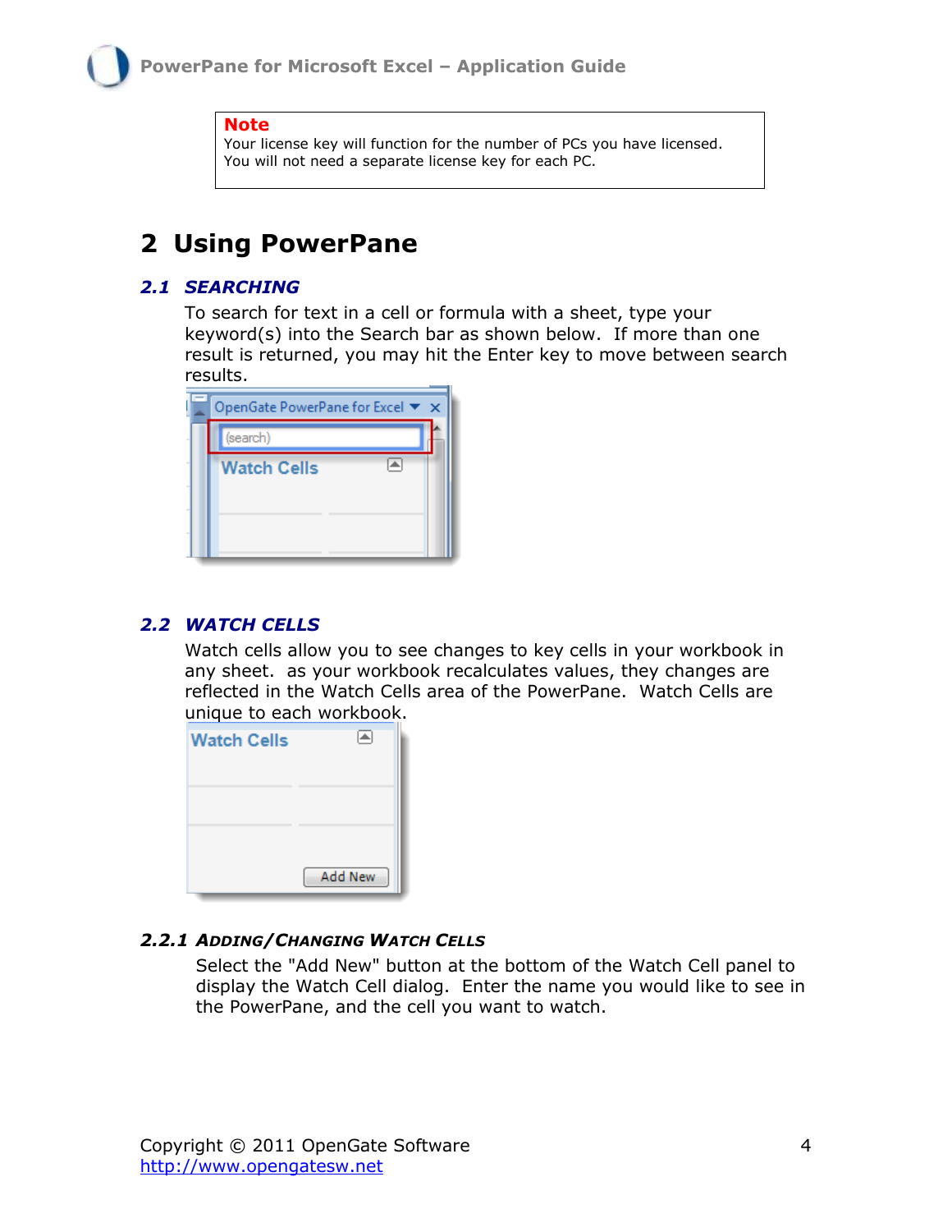**Note**
Your license key will function for the number of PCs you have licensed. You will not need a separate license key for each PC.

# 2 Using PowerPane

## 2.1 SEARCHING

To search for text in a cell or formula with a sheet, type your keyword(s) into the Search bar as shown below. If more than one result is returned, you may hit the Enter key to move between search results.

## 2.2 WATCH CELLS

Watch cells allow you to see changes to key cells in your workbook in any sheet. as your workbook recalculates values, they changes are reflected in the Watch Cells area of the PowerPane. Watch Cells are unique to each workbook.

### 2.2.1 ADDING/CHANGING WATCH CELLS

Select the "Add New" button at the bottom of the Watch Cell panel to display the Watch Cell dialog. Enter the name you would like to see in the PowerPane, and the cell you want to watch.

Copyright © 2011 OpenGate Software
http://www.opengatesw.net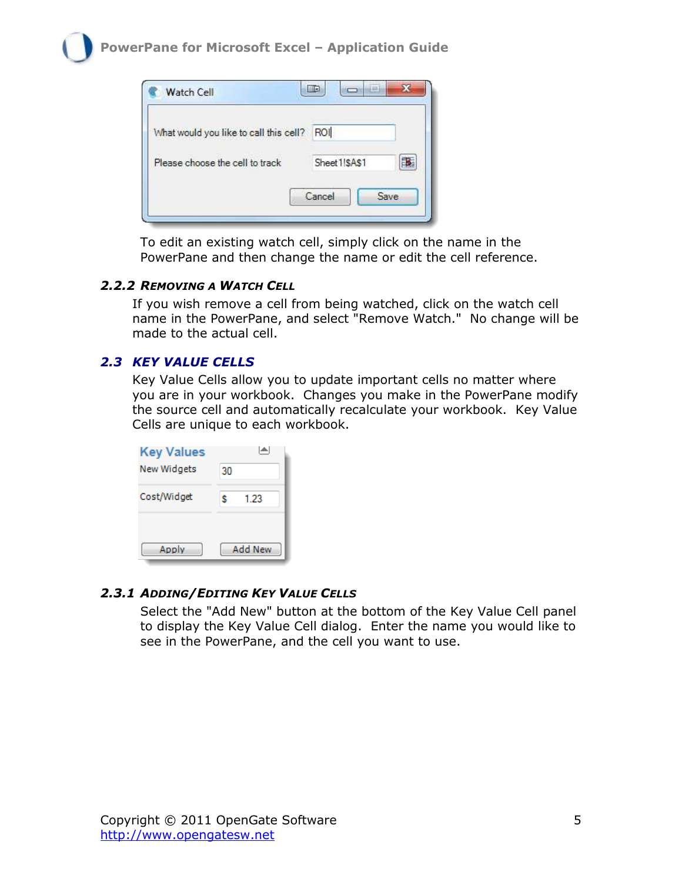To edit an existing watch cell, simply click on the name in the PowerPane and then change the name or edit the cell reference.

### 2.2.2 Removing a Watch Cell

If you wish remove a cell from being watched, click on the watch cell name in the PowerPane, and select "Remove Watch." No change will be made to the actual cell.

## 2.3 Key Value Cells

Key Value Cells allow you to update important cells no matter where you are in your workbook. Changes you make in the PowerPane modify the source cell and automatically recalculate your workbook. Key Value Cells are unique to each workbook.

### 2.3.1 Adding/Editing Key Value Cells

Select the "Add New" button at the bottom of the Key Value Cell panel to display the Key Value Cell dialog. Enter the name you would like to see in the PowerPane, and the cell you want to use.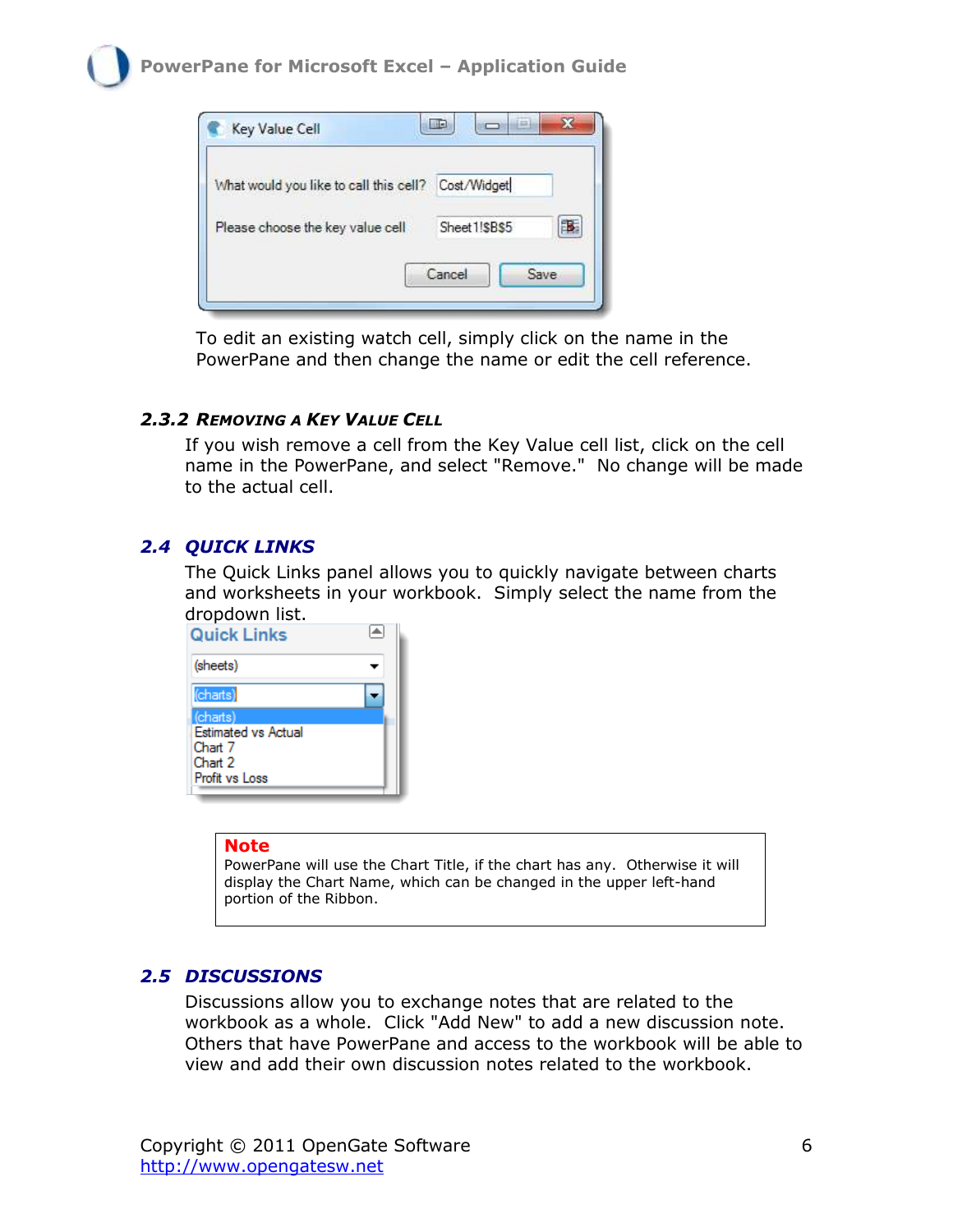To edit an existing watch cell, simply click on the name in the PowerPane and then change the name or edit the cell reference.

### 2.3.2 Removing a Key Value Cell

If you wish remove a cell from the Key Value cell list, click on the cell name in the PowerPane, and select "Remove."  No change will be made to the actual cell.

## 2.4 QUICK LINKS

The Quick Links panel allows you to quickly navigate between charts and worksheets in your workbook.  Simply select the name from the dropdown list.

> **Note**
> PowerPane will use the Chart Title, if the chart has any.  Otherwise it will display the Chart Name, which can be changed in the upper left-hand portion of the Ribbon.

## 2.5 DISCUSSIONS

Discussions allow you to exchange notes that are related to the workbook as a whole.  Click "Add New" to add a new discussion note.  Others that have PowerPane and access to the workbook will be able to view and add their own discussion notes related to the workbook.

Copyright © 2011 OpenGate Software
http://www.opengatesw.net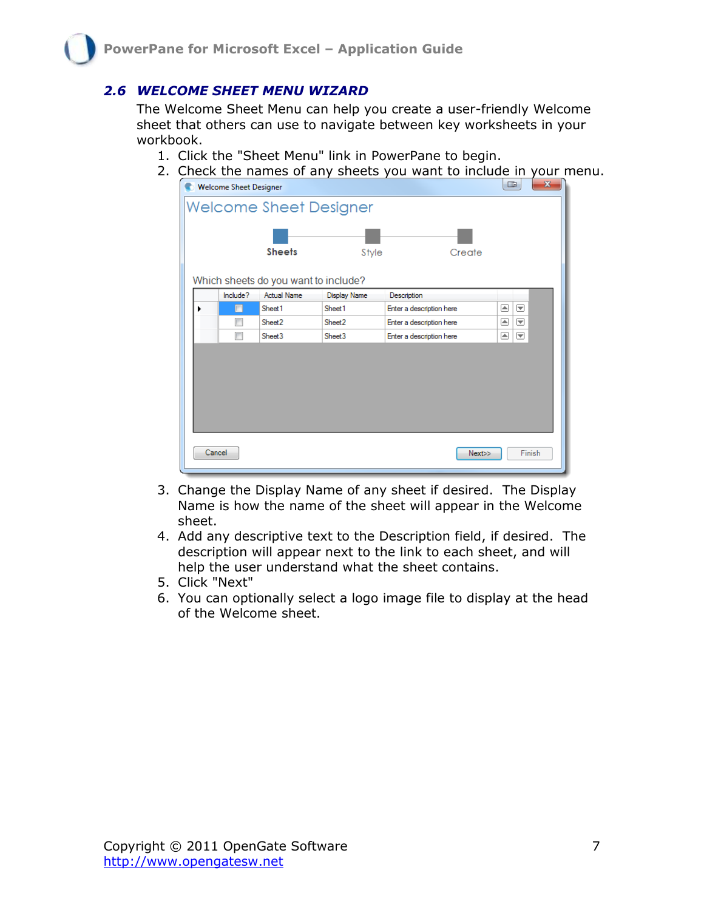## 2.6 WELCOME SHEET MENU WIZARD

The Welcome Sheet Menu can help you create a user-friendly Welcome sheet that others can use to navigate between key worksheets in your workbook.

1. Click the "Sheet Menu" link in PowerPane to begin.
2. Check the names of any sheets you want to include in your menu.
3. Change the Display Name of any sheet if desired. The Display Name is how the name of the sheet will appear in the Welcome sheet.
4. Add any descriptive text to the Description field, if desired. The description will appear next to the link to each sheet, and will help the user understand what the sheet contains.
5. Click "Next"
6. You can optionally select a logo image file to display at the head of the Welcome sheet.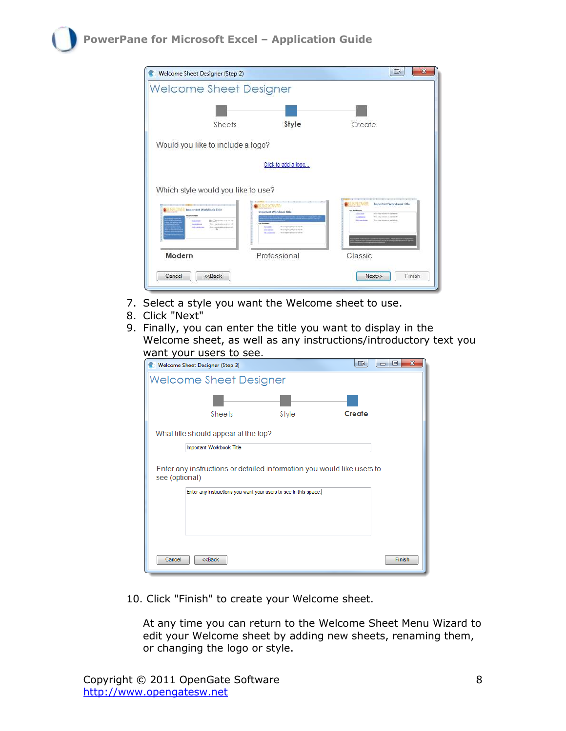7. Select a style you want the Welcome sheet to use.
8. Click "Next"
9. Finally, you can enter the title you want to display in the Welcome sheet, as well as any instructions/introductory text you want your users to see.

10. Click "Finish" to create your Welcome sheet.

    At any time you can return to the Welcome Sheet Menu Wizard to edit your Welcome sheet by adding new sheets, renaming them, or changing the logo or style.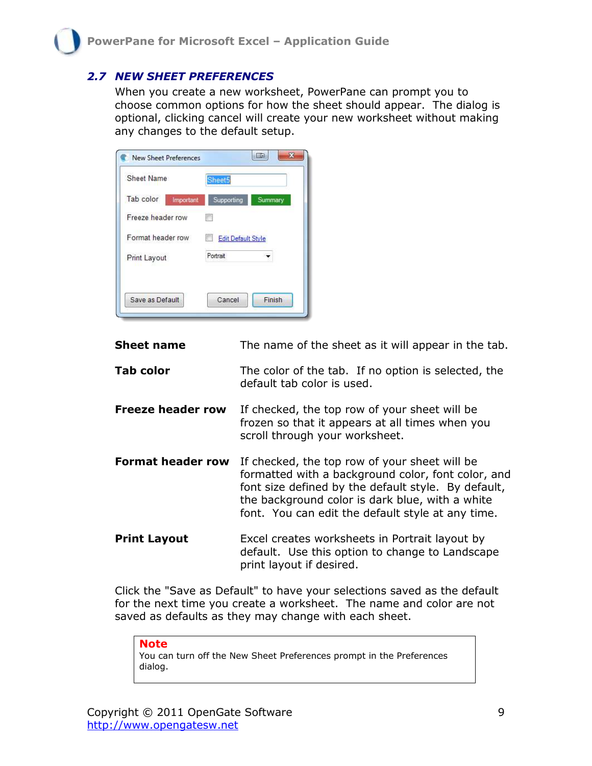## 2.7 NEW SHEET PREFERENCES

When you create a new worksheet, PowerPane can prompt you to choose common options for how the sheet should appear. The dialog is optional, clicking cancel will create your new worksheet without making any changes to the default setup.

| | |
|---|---|
| **Sheet name** | The name of the sheet as it will appear in the tab. |
| **Tab color** | The color of the tab. If no option is selected, the default tab color is used. |
| **Freeze header row** | If checked, the top row of your sheet will be frozen so that it appears at all times when you scroll through your worksheet. |
| **Format header row** | If checked, the top row of your sheet will be formatted with a background color, font color, and font size defined by the default style. By default, the background color is dark blue, with a white font. You can edit the default style at any time. |
| **Print Layout** | Excel creates worksheets in Portrait layout by default. Use this option to change to Landscape print layout if desired. |

Click the "Save as Default" to have your selections saved as the default for the next time you create a worksheet. The name and color are not saved as defaults as they may change with each sheet.

> **Note**
> You can turn off the New Sheet Preferences prompt in the Preferences dialog.

Copyright © 2011 OpenGate Software
http://www.opengatesw.net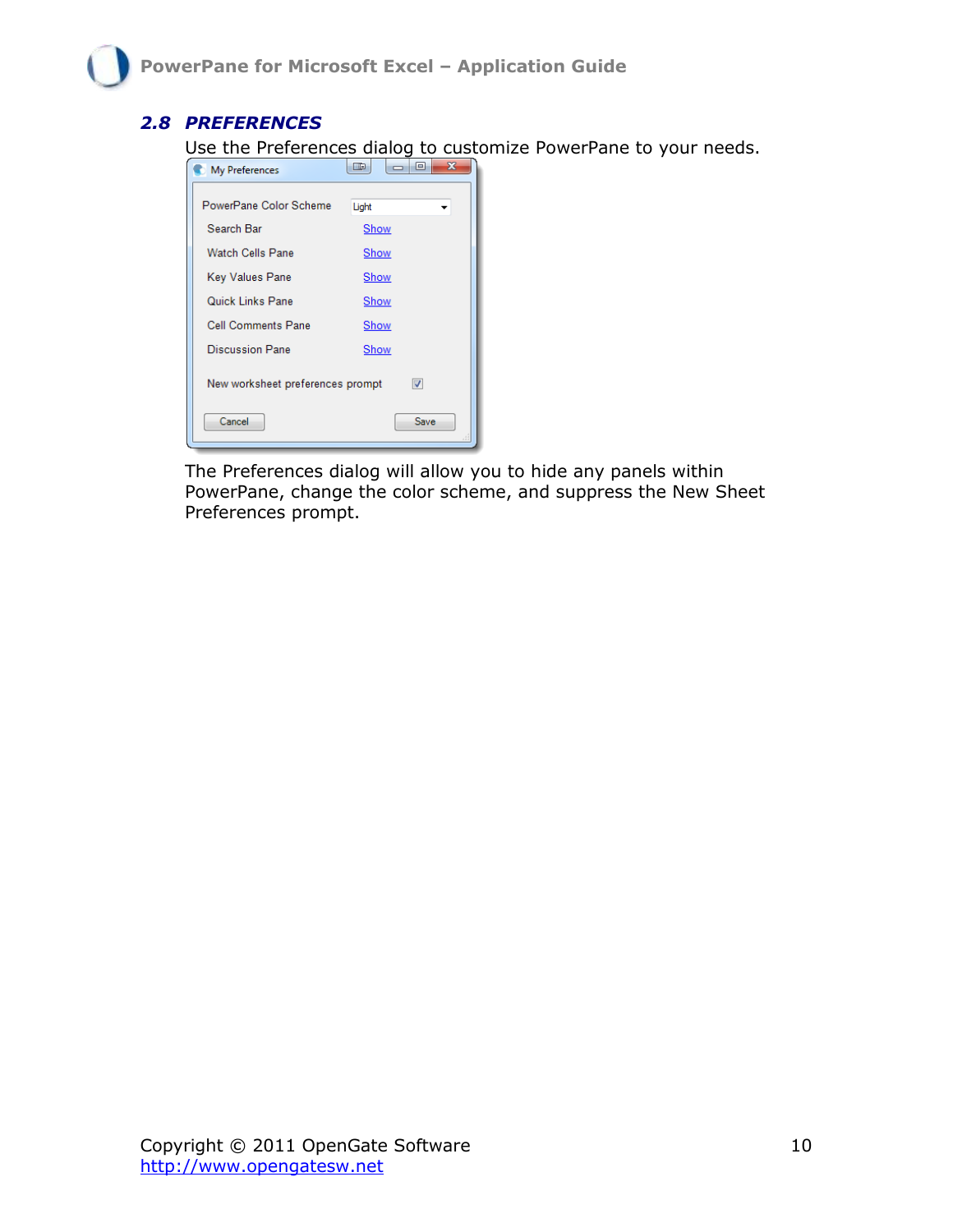## 2.8 PREFERENCES

Use the Preferences dialog to customize PowerPane to your needs.

The Preferences dialog will allow you to hide any panels within PowerPane, change the color scheme, and suppress the New Sheet Preferences prompt.

Copyright © 2011 OpenGate Software
http://www.opengatesw.net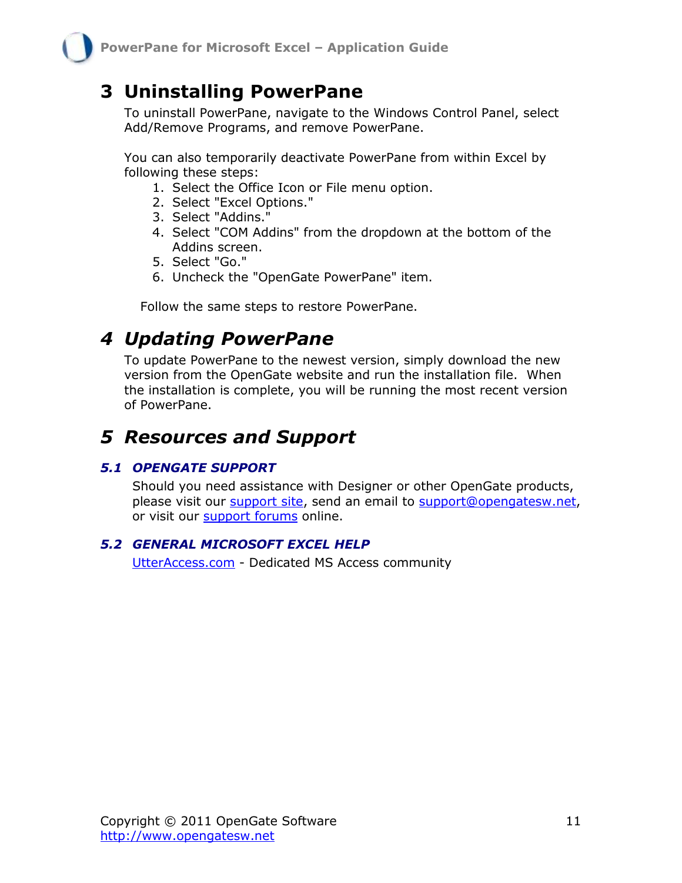# 3 Uninstalling PowerPane

To uninstall PowerPane, navigate to the Windows Control Panel, select Add/Remove Programs, and remove PowerPane.

You can also temporarily deactivate PowerPane from within Excel by following these steps:

1. Select the Office Icon or File menu option.
2. Select "Excel Options."
3. Select "Addins."
4. Select "COM Addins" from the dropdown at the bottom of the Addins screen.
5. Select "Go."
6. Uncheck the "OpenGate PowerPane" item.

Follow the same steps to restore PowerPane.

# *4 Updating PowerPane*

To update PowerPane to the newest version, simply download the new version from the OpenGate website and run the installation file. When the installation is complete, you will be running the most recent version of PowerPane.

# *5 Resources and Support*

## *5.1 OPENGATE SUPPORT*

Should you need assistance with Designer or other OpenGate products, please visit our support site, send an email to support@opengatesw.net, or visit our support forums online.

## *5.2 GENERAL MICROSOFT EXCEL HELP*

UtterAccess.com - Dedicated MS Access community

Copyright © 2011 OpenGate Software
http://www.opengatesw.net